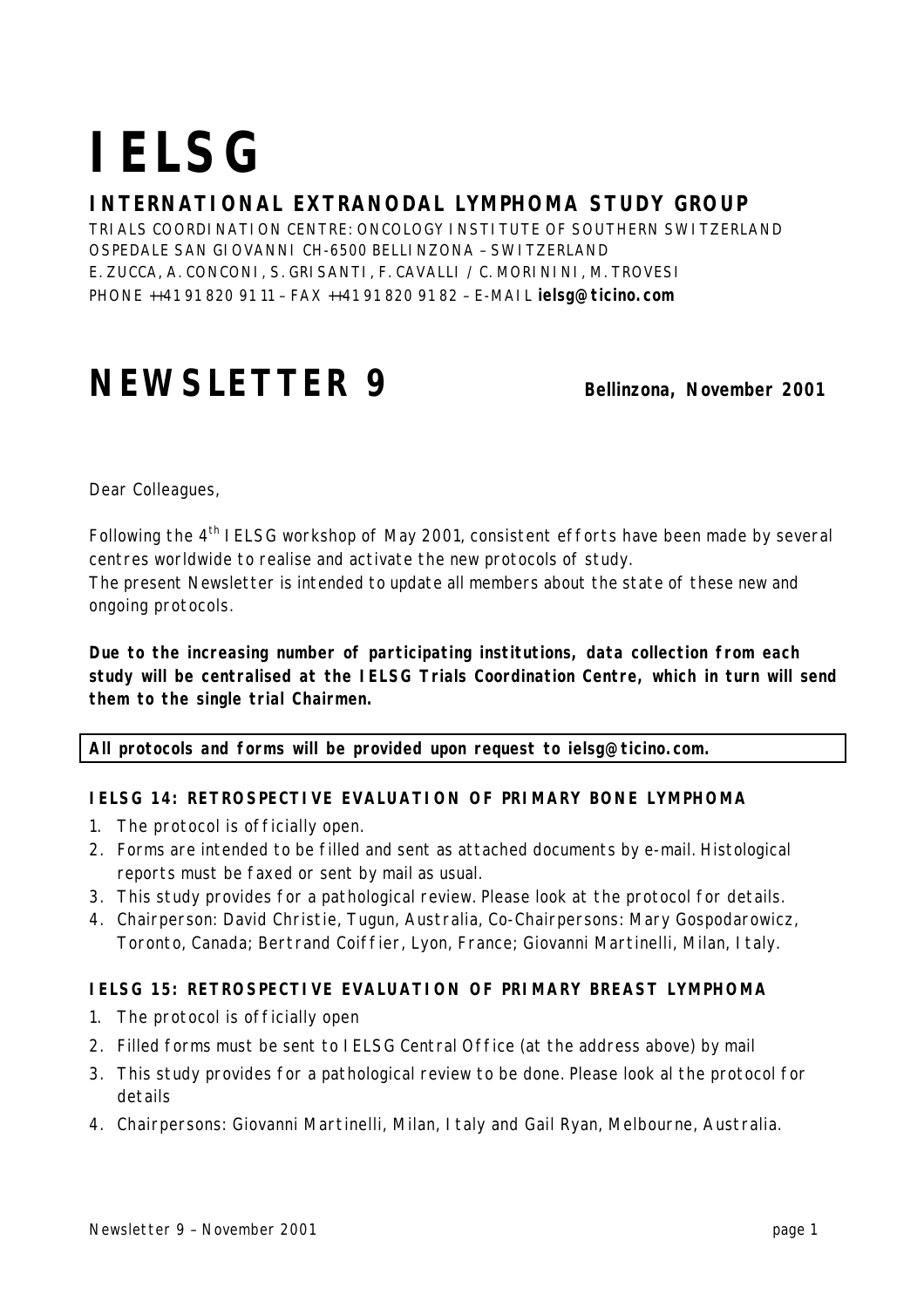# IELSG

## INTERNATIONAL EXTRANODAL LYMPHOMA STUDY GROUP

TRIALS COORDINATION CENTRE: ONCOLOGY INSTITUTE OF SOUTHERN SWITZERLAND
OSPEDALE SAN GIOVANNI CH-6500 BELLINZONA – SWITZERLAND
E. ZUCCA, A. CONCONI, S. GRISANTI, F. CAVALLI / C. MORININI, M. TROVESI
PHONE ++41 91 820 91 11 – FAX ++41 91 820 91 82 – E-MAIL **ielsg@ticino.com**

# NEWSLETTER 9

**Bellinzona, November 2001**

Dear Colleagues,

Following the 4th IELSG workshop of May 2001, consistent efforts have been made by several centres worldwide to realise and activate the new protocols of study.
The present Newsletter is intended to update all members about the state of these new and ongoing protocols.

**Due to the increasing number of participating institutions, data collection from each study will be centralised at the IELSG Trials Coordination Centre, which in turn will send them to the single trial Chairmen.**

**All protocols and forms will be provided upon request to ielsg@ticino.com.**

### IELSG 14: RETROSPECTIVE EVALUATION OF PRIMARY BONE LYMPHOMA

1. The protocol is officially open.
2. Forms are intended to be filled and sent as attached documents by e-mail. Histological reports must be faxed or sent by mail as usual.
3. This study provides for a pathological review. Please look at the protocol for details.
4. Chairperson: David Christie, Tugun, Australia, Co-Chairpersons: Mary Gospodarowicz, Toronto, Canada; Bertrand Coiffier, Lyon, France; Giovanni Martinelli, Milan, Italy.

### IELSG 15: RETROSPECTIVE EVALUATION OF PRIMARY BREAST LYMPHOMA

1. The protocol is officially open
2. Filled forms must be sent to IELSG Central Office (at the address above) by mail
3. This study provides for a pathological review to be done. Please look al the protocol for details
4. Chairpersons: Giovanni Martinelli, Milan, Italy and Gail Ryan, Melbourne, Australia.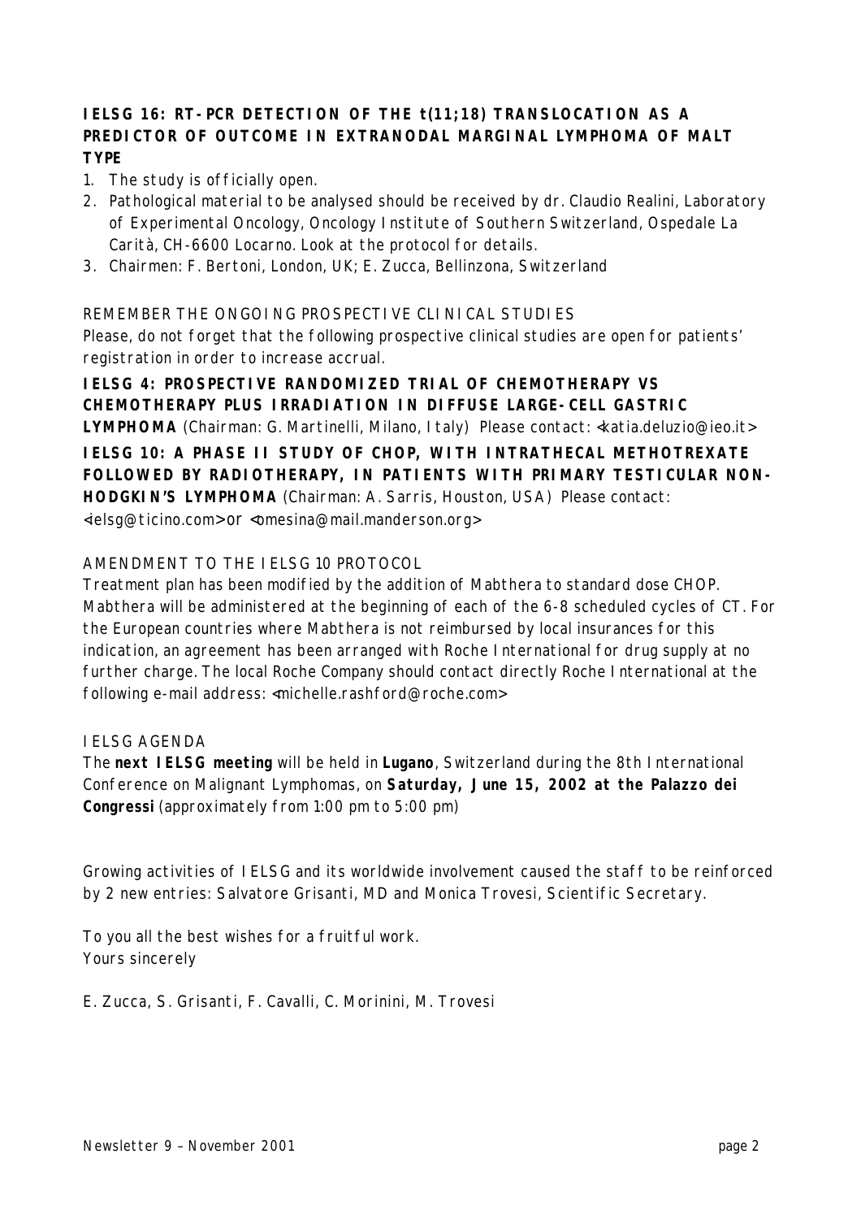**IELSG 16: RT-PCR DETECTION OF THE t(11;18) TRANSLOCATION AS A PREDICTOR OF OUTCOME IN EXTRANODAL MARGINAL LYMPHOMA OF MALT TYPE**

1. The study is officially open.
2. Pathological material to be analysed should be received by dr. Claudio Realini, Laboratory of Experimental Oncology, Oncology Institute of Southern Switzerland, Ospedale La Carità, CH-6600 Locarno. Look at the protocol for details.
3. Chairmen: F. Bertoni, London, UK; E. Zucca, Bellinzona, Switzerland

REMEMBER THE ONGOING PROSPECTIVE CLINICAL STUDIES

Please, do not forget that the following prospective clinical studies are open for patients' registration in order to increase accrual.

**IELSG 4: PROSPECTIVE RANDOMIZED TRIAL OF CHEMOTHERAPY VS CHEMOTHERAPY PLUS IRRADIATION IN DIFFUSE LARGE-CELL GASTRIC LYMPHOMA** (Chairman: G. Martinelli, Milano, Italy) Please contact: <katia.deluzio@ieo.it>

**IELSG 10: A PHASE II STUDY OF CHOP, WITH INTRATHECAL METHOTREXATE FOLLOWED BY RADIOTHERAPY, IN PATIENTS WITH PRIMARY TESTICULAR NON-HODGKIN'S LYMPHOMA** (Chairman: A. Sarris, Houston, USA) Please contact: <ielsg@ticino.com> or <omesina@mail.manderson.org>

AMENDMENT TO THE IELSG 10 PROTOCOL

Treatment plan has been modified by the addition of Mabthera to standard dose CHOP. Mabthera will be administered at the beginning of each of the 6-8 scheduled cycles of CT. For the European countries where Mabthera is not reimbursed by local insurances for this indication, an agreement has been arranged with Roche International for drug supply at no further charge. The local Roche Company should contact directly Roche International at the following e-mail address: <michelle.rashford@roche.com>

IELSG AGENDA

The **next IELSG meeting** will be held in **Lugano**, Switzerland during the 8th International Conference on Malignant Lymphomas, on **Saturday, June 15, 2002 at the Palazzo dei Congressi** (approximately from 1:00 pm to 5:00 pm)

Growing activities of IELSG and its worldwide involvement caused the staff to be reinforced by 2 new entries: Salvatore Grisanti, MD and Monica Trovesi, Scientific Secretary.

To you all the best wishes for a fruitful work.
Yours sincerely

E. Zucca, S. Grisanti, F. Cavalli, C. Morinini, M. Trovesi